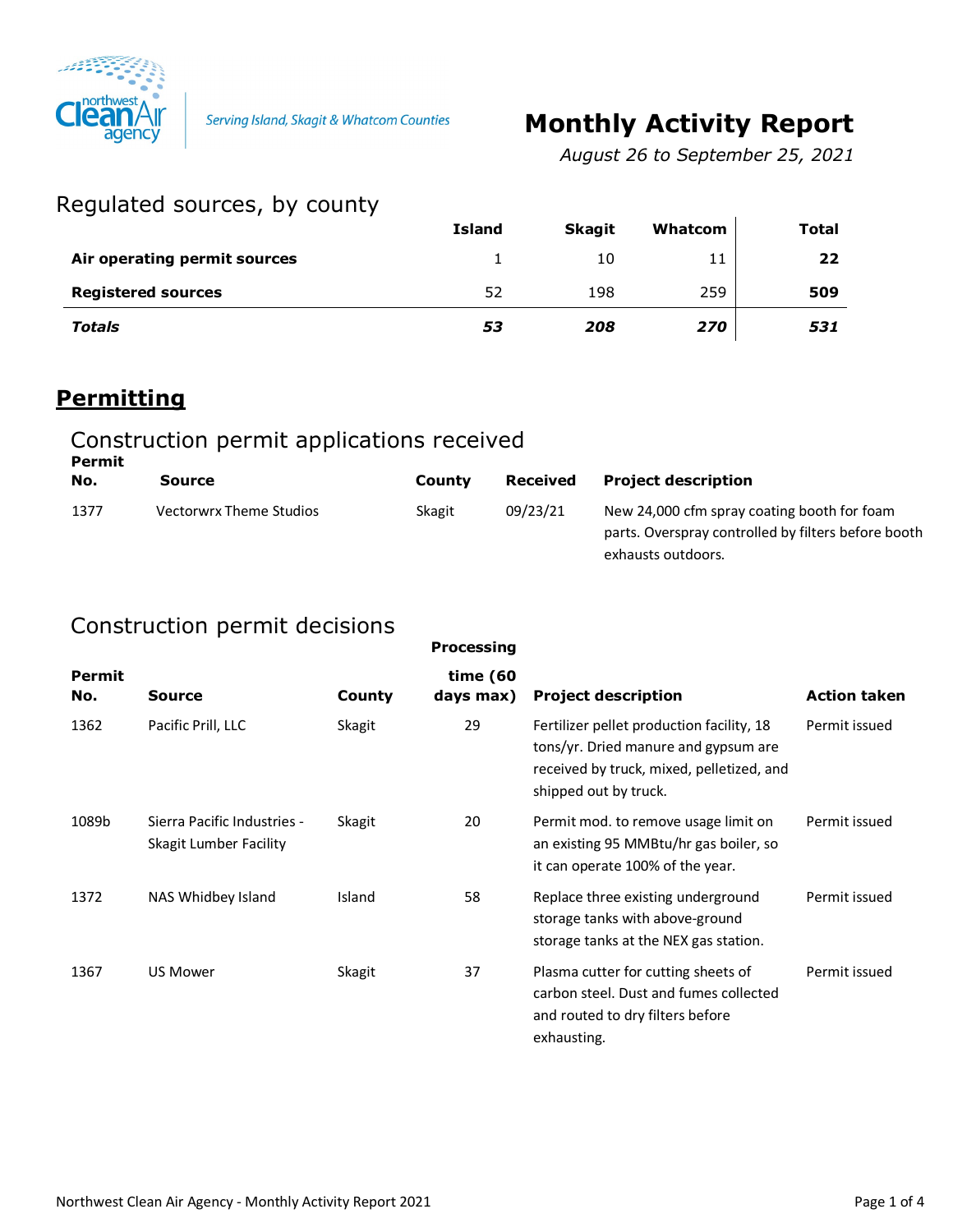Serving Island, Skagit & Whatcom Counties

# Monthly Activity Report

*August 26 to September 25, 2021*

## Regulated sources, by county

| | Island | Skagit | Whatcom | Total |
|---|---|---|---|---|
| **Air operating permit sources** | 1 | 10 | 11 | **22** |
| **Registered sources** | 52 | 198 | 259 | **509** |
| ***Totals*** | ***53*** | ***208*** | ***270*** | ***531*** |

## Permitting

### Construction permit applications received

| Permit No. | Source | County | Received | Project description |
|---|---|---|---|---|
| 1377 | Vectorwrx Theme Studios | Skagit | 09/23/21 | New 24,000 cfm spray coating booth for foam parts. Overspray controlled by filters before booth exhausts outdoors. |

### Construction permit decisions

| Permit No. | Source | County | Processing time (60 days max) | Project description | Action taken |
|---|---|---|---|---|---|
| 1362 | Pacific Prill, LLC | Skagit | 29 | Fertilizer pellet production facility, 18 tons/yr. Dried manure and gypsum are received by truck, mixed, pelletized, and shipped out by truck. | Permit issued |
| 1089b | Sierra Pacific Industries - Skagit Lumber Facility | Skagit | 20 | Permit mod. to remove usage limit on an existing 95 MMBtu/hr gas boiler, so it can operate 100% of the year. | Permit issued |
| 1372 | NAS Whidbey Island | Island | 58 | Replace three existing underground storage tanks with above-ground storage tanks at the NEX gas station. | Permit issued |
| 1367 | US Mower | Skagit | 37 | Plasma cutter for cutting sheets of carbon steel. Dust and fumes collected and routed to dry filters before exhausting. | Permit issued |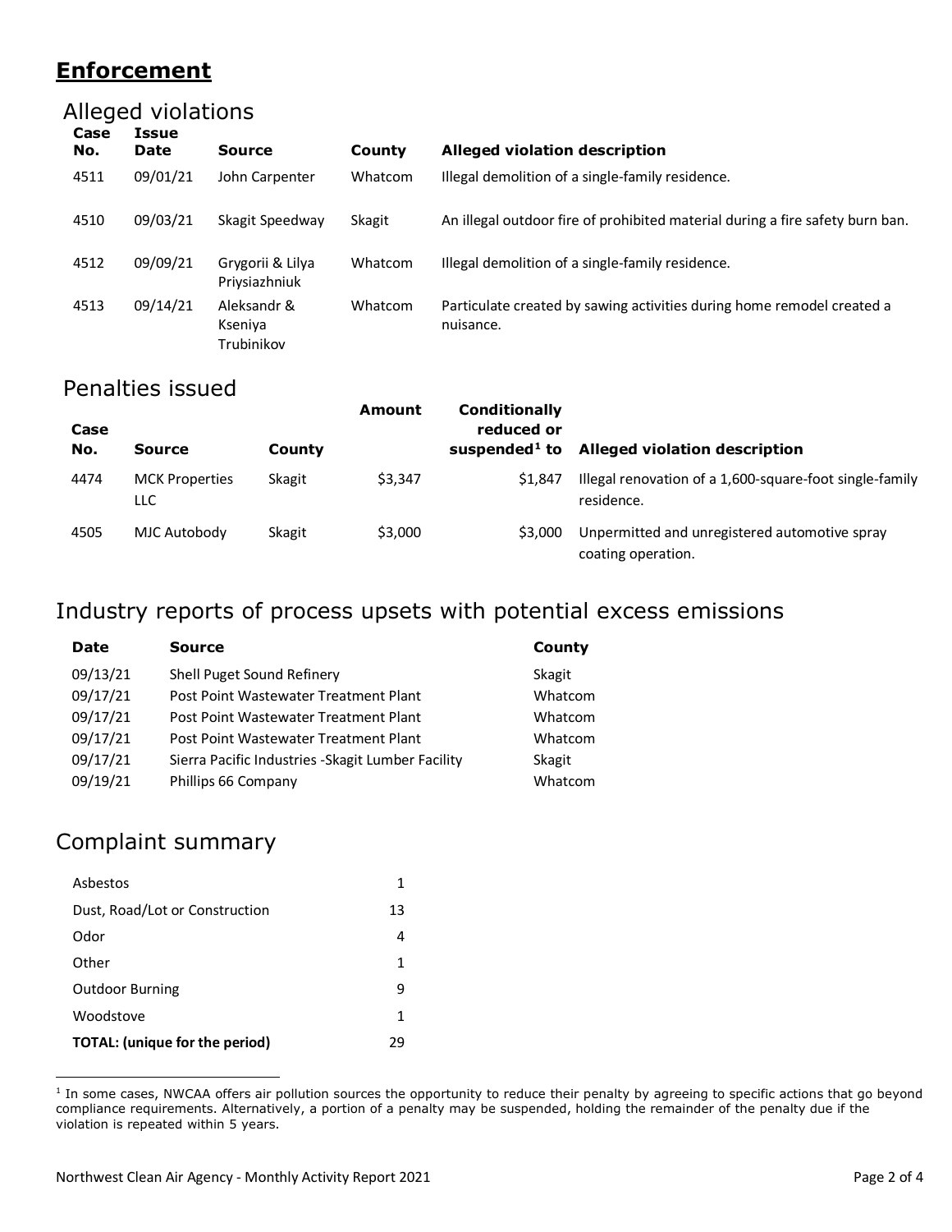## Enforcement

### Alleged violations

| Case No. | Issue Date | Source | County | Alleged violation description |
|---|---|---|---|---|
| 4511 | 09/01/21 | John Carpenter | Whatcom | Illegal demolition of a single-family residence. |
| 4510 | 09/03/21 | Skagit Speedway | Skagit | An illegal outdoor fire of prohibited material during a fire safety burn ban. |
| 4512 | 09/09/21 | Grygorii & Lilya Priysiazhniuk | Whatcom | Illegal demolition of a single-family residence. |
| 4513 | 09/14/21 | Aleksandr & Kseniya Trubinikov | Whatcom | Particulate created by sawing activities during home remodel created a nuisance. |

### Penalties issued

| Case No. | Source | County | Amount | Conditionally reduced or suspended[1] to | Alleged violation description |
|---|---|---|---|---|---|
| 4474 | MCK Properties LLC | Skagit | $3,347 | $1,847 | Illegal renovation of a 1,600-square-foot single-family residence. |
| 4505 | MJC Autobody | Skagit | $3,000 | $3,000 | Unpermitted and unregistered automotive spray coating operation. |

## Industry reports of process upsets with potential excess emissions

| Date | Source | County |
|---|---|---|
| 09/13/21 | Shell Puget Sound Refinery | Skagit |
| 09/17/21 | Post Point Wastewater Treatment Plant | Whatcom |
| 09/17/21 | Post Point Wastewater Treatment Plant | Whatcom |
| 09/17/21 | Post Point Wastewater Treatment Plant | Whatcom |
| 09/17/21 | Sierra Pacific Industries -Skagit Lumber Facility | Skagit |
| 09/19/21 | Phillips 66 Company | Whatcom |

## Complaint summary

| | |
|---|---|
| Asbestos | 1 |
| Dust, Road/Lot or Construction | 13 |
| Odor | 4 |
| Other | 1 |
| Outdoor Burning | 9 |
| Woodstove | 1 |
| **TOTAL: (unique for the period)** | 29 |

[1] In some cases, NWCAA offers air pollution sources the opportunity to reduce their penalty by agreeing to specific actions that go beyond compliance requirements. Alternatively, a portion of a penalty may be suspended, holding the remainder of the penalty due if the violation is repeated within 5 years.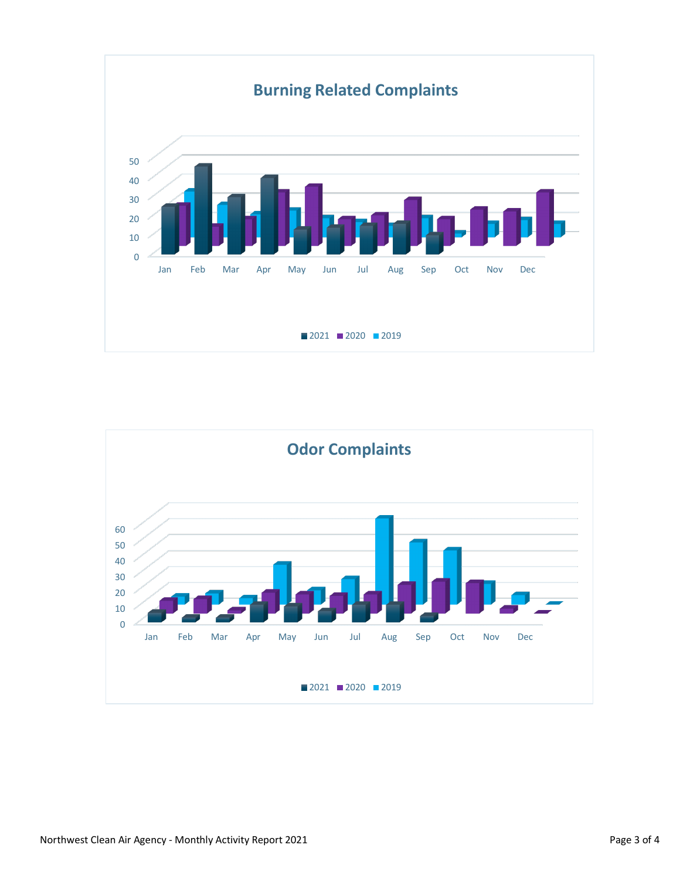## Burning Related Complaints

0 10 20 30 40 50

Jan Feb Mar Apr May Jun Jul Aug Sep Oct Nov Dec

2021 2020 2019

## Odor Complaints

0 10 20 30 40 50 60

Jan Feb Mar Apr May Jun Jul Aug Sep Oct Nov Dec

2021 2020 2019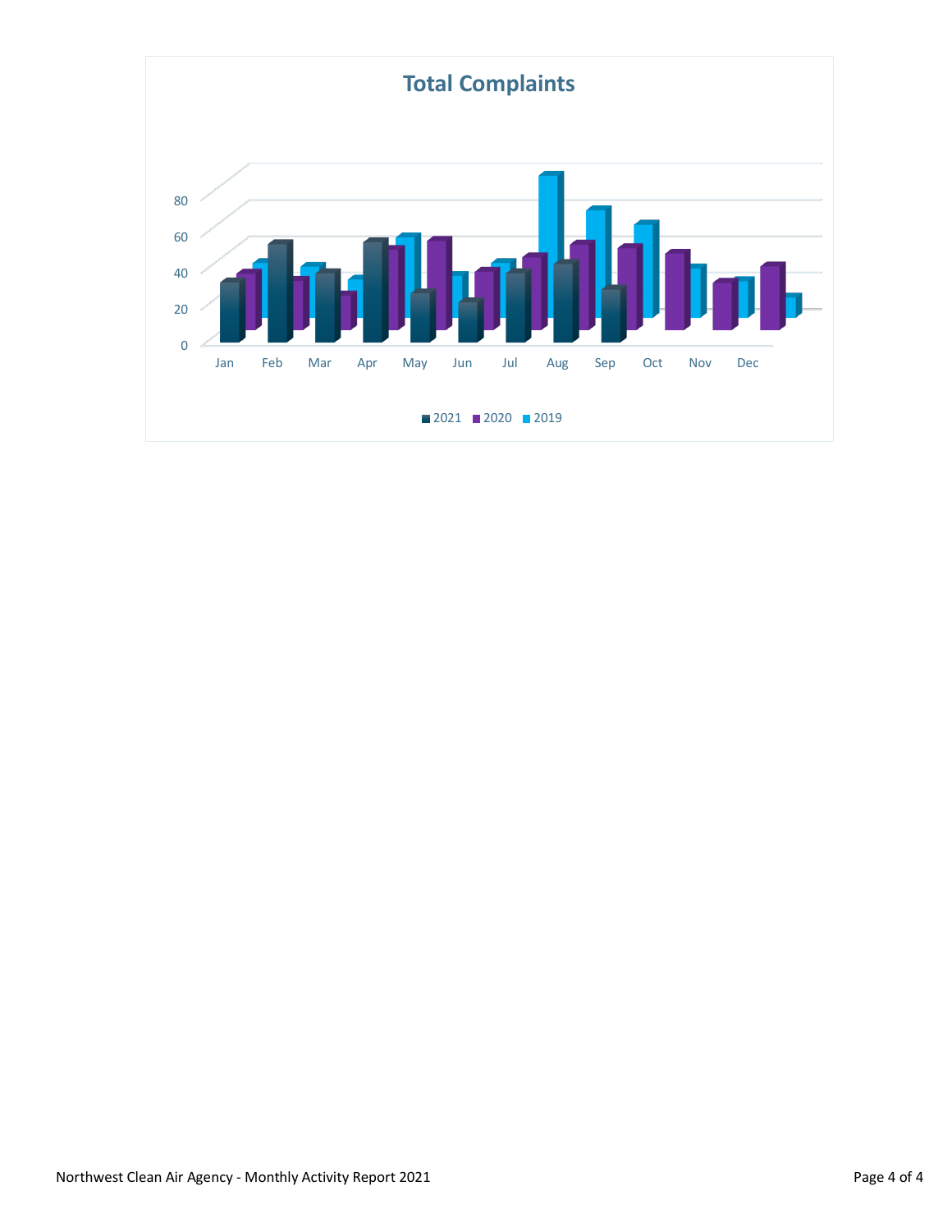**Total Complaints**

80

60

40

20

0

Jan Feb Mar Apr May Jun Jul Aug Sep Oct Nov Dec

2021 2020 2019